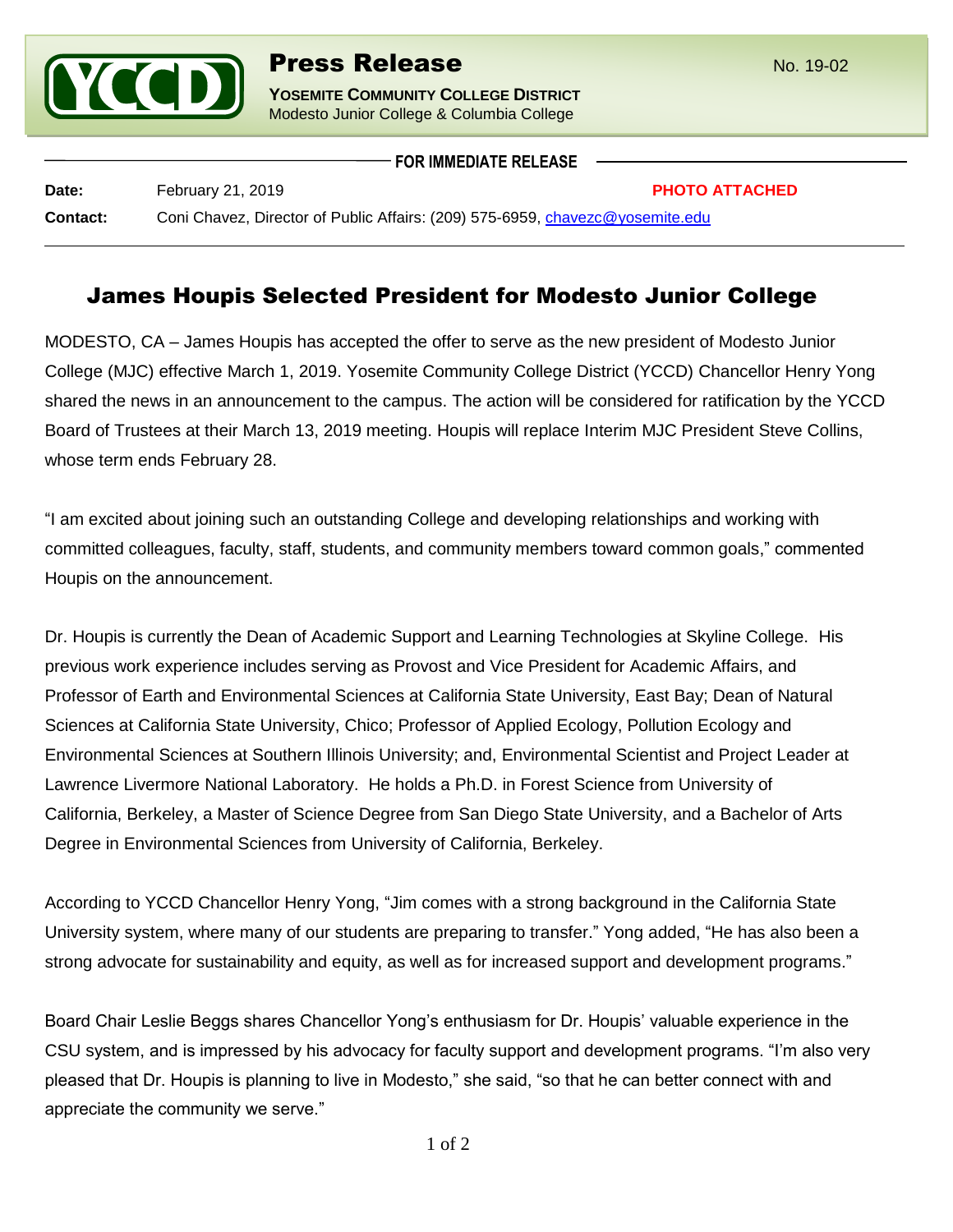**YCCD**

# Press Release

No. 19-02

**YOSEMITE COMMUNITY COLLEGE DISTRICT**
Modesto Junior College & Columbia College

**FOR IMMEDIATE RELEASE**

**Date:** February 21, 2019 **PHOTO ATTACHED**

**Contact:** Coni Chavez, Director of Public Affairs: (209) 575-6959, chavezc@yosemite.edu

## James Houpis Selected President for Modesto Junior College

MODESTO, CA – James Houpis has accepted the offer to serve as the new president of Modesto Junior College (MJC) effective March 1, 2019. Yosemite Community College District (YCCD) Chancellor Henry Yong shared the news in an announcement to the campus. The action will be considered for ratification by the YCCD Board of Trustees at their March 13, 2019 meeting. Houpis will replace Interim MJC President Steve Collins, whose term ends February 28.

"I am excited about joining such an outstanding College and developing relationships and working with committed colleagues, faculty, staff, students, and community members toward common goals," commented Houpis on the announcement.

Dr. Houpis is currently the Dean of Academic Support and Learning Technologies at Skyline College. His previous work experience includes serving as Provost and Vice President for Academic Affairs, and Professor of Earth and Environmental Sciences at California State University, East Bay; Dean of Natural Sciences at California State University, Chico; Professor of Applied Ecology, Pollution Ecology and Environmental Sciences at Southern Illinois University; and, Environmental Scientist and Project Leader at Lawrence Livermore National Laboratory. He holds a Ph.D. in Forest Science from University of California, Berkeley, a Master of Science Degree from San Diego State University, and a Bachelor of Arts Degree in Environmental Sciences from University of California, Berkeley.

According to YCCD Chancellor Henry Yong, "Jim comes with a strong background in the California State University system, where many of our students are preparing to transfer." Yong added, "He has also been a strong advocate for sustainability and equity, as well as for increased support and development programs."

Board Chair Leslie Beggs shares Chancellor Yong's enthusiasm for Dr. Houpis' valuable experience in the CSU system, and is impressed by his advocacy for faculty support and development programs. "I'm also very pleased that Dr. Houpis is planning to live in Modesto," she said, "so that he can better connect with and appreciate the community we serve."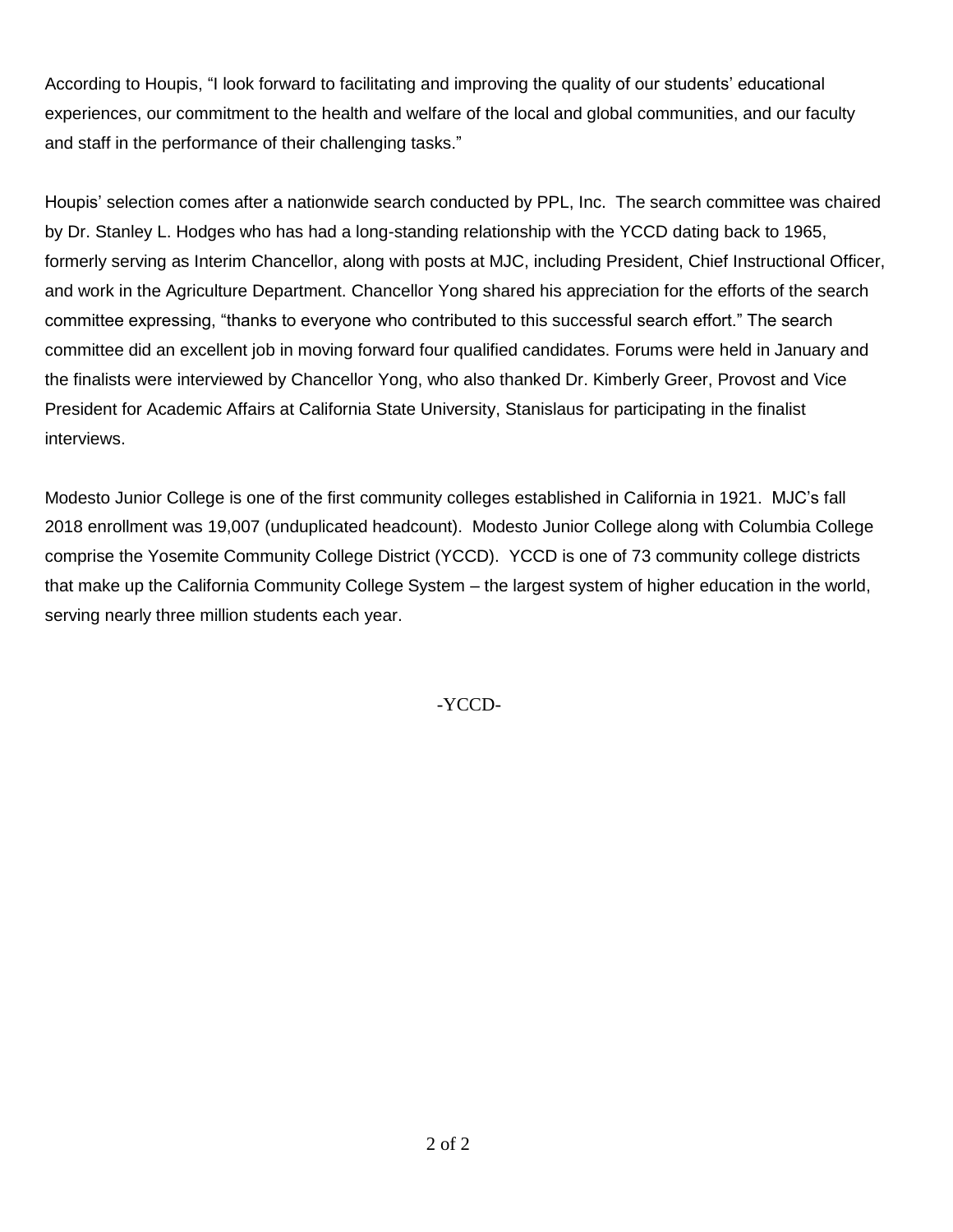According to Houpis, “I look forward to facilitating and improving the quality of our students’ educational experiences, our commitment to the health and welfare of the local and global communities, and our faculty and staff in the performance of their challenging tasks.”

Houpis’ selection comes after a nationwide search conducted by PPL, Inc. The search committee was chaired by Dr. Stanley L. Hodges who has had a long-standing relationship with the YCCD dating back to 1965, formerly serving as Interim Chancellor, along with posts at MJC, including President, Chief Instructional Officer, and work in the Agriculture Department. Chancellor Yong shared his appreciation for the efforts of the search committee expressing, “thanks to everyone who contributed to this successful search effort.” The search committee did an excellent job in moving forward four qualified candidates. Forums were held in January and the finalists were interviewed by Chancellor Yong, who also thanked Dr. Kimberly Greer, Provost and Vice President for Academic Affairs at California State University, Stanislaus for participating in the finalist interviews.

Modesto Junior College is one of the first community colleges established in California in 1921. MJC’s fall 2018 enrollment was 19,007 (unduplicated headcount). Modesto Junior College along with Columbia College comprise the Yosemite Community College District (YCCD). YCCD is one of 73 community college districts that make up the California Community College System – the largest system of higher education in the world, serving nearly three million students each year.

-YCCD-